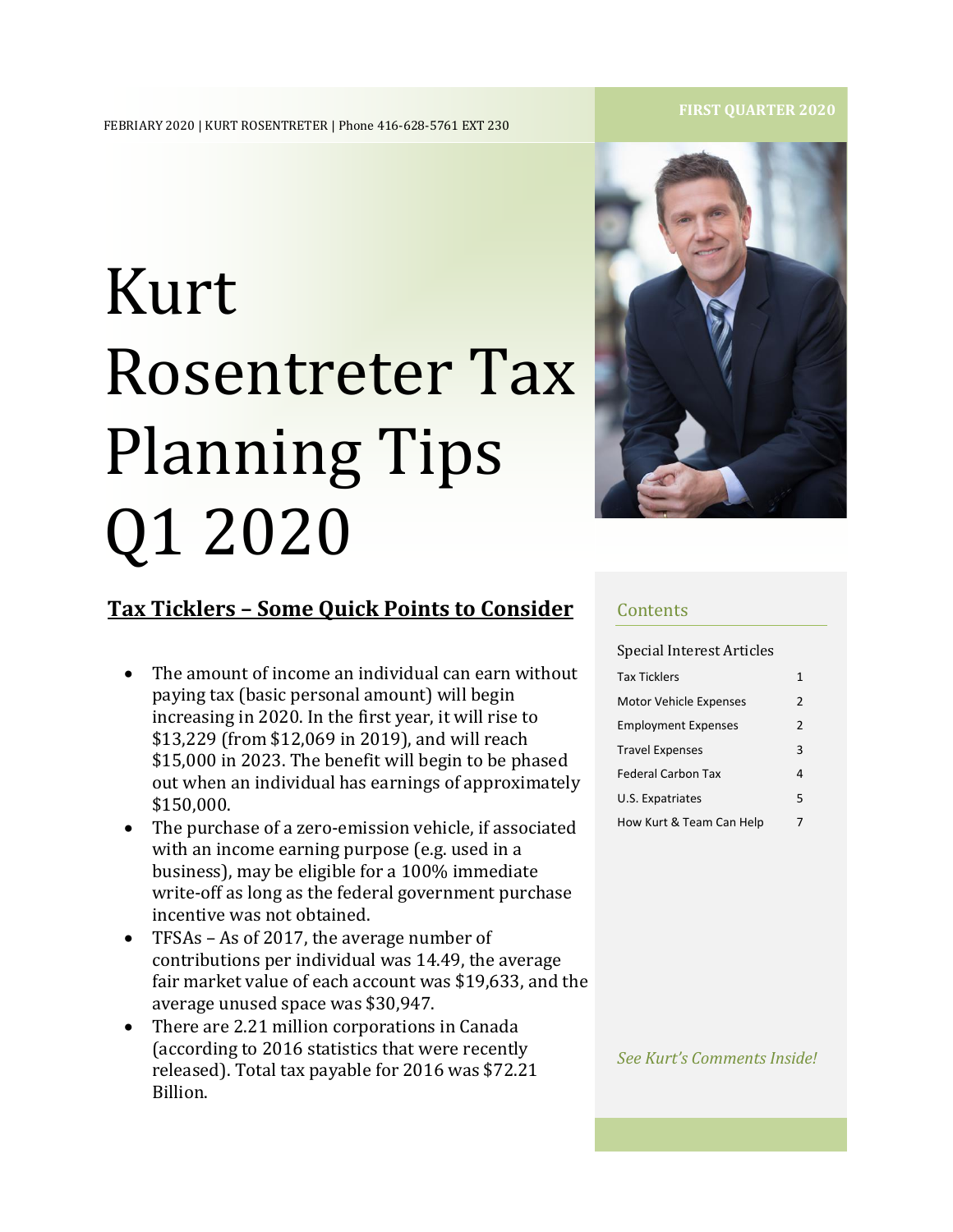FEBRIARY 2020 | KURT ROSENTRETER | Phone 416-628-5761 EXT 230

FIRST QUARTER 2020

# Kurt Rosentreter Tax Planning Tips Q1 2020

## Tax Ticklers – Some Quick Points to Consider

- The amount of income an individual can earn without paying tax (basic personal amount) will begin increasing in 2020. In the first year, it will rise to $13,229 (from $12,069 in 2019), and will reach $15,000 in 2023. The benefit will begin to be phased out when an individual has earnings of approximately $150,000.
- The purchase of a zero-emission vehicle, if associated with an income earning purpose (e.g. used in a business), may be eligible for a 100% immediate write-off as long as the federal government purchase incentive was not obtained.
- TFSAs – As of 2017, the average number of contributions per individual was 14.49, the average fair market value of each account was $19,633, and the average unused space was $30,947.
- There are 2.21 million corporations in Canada (according to 2016 statistics that were recently released). Total tax payable for 2016 was $72.21 Billion.

## Contents

Special Interest Articles

| | |
|---|---|
| Tax Ticklers | 1 |
| Motor Vehicle Expenses | 2 |
| Employment Expenses | 2 |
| Travel Expenses | 3 |
| Federal Carbon Tax | 4 |
| U.S. Expatriates | 5 |
| How Kurt & Team Can Help | 7 |

*See Kurt's Comments Inside!*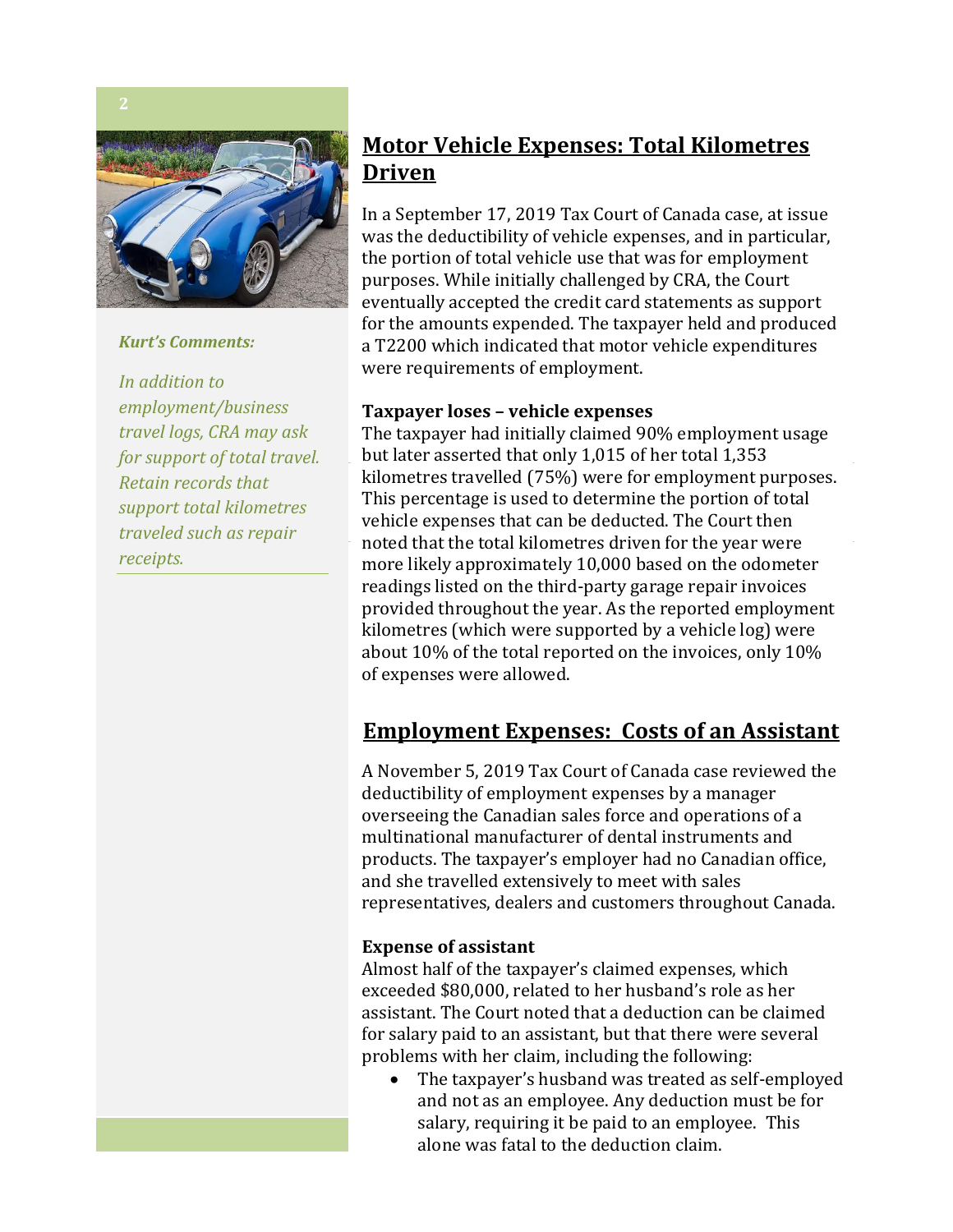*Kurt's Comments:*

*In addition to employment/business travel logs, CRA may ask for support of total travel. Retain records that support total kilometres traveled such as repair receipts.*

## Motor Vehicle Expenses: Total Kilometres Driven

In a September 17, 2019 Tax Court of Canada case, at issue was the deductibility of vehicle expenses, and in particular, the portion of total vehicle use that was for employment purposes. While initially challenged by CRA, the Court eventually accepted the credit card statements as support for the amounts expended. The taxpayer held and produced a T2200 which indicated that motor vehicle expenditures were requirements of employment.

**Taxpayer loses – vehicle expenses**

The taxpayer had initially claimed 90% employment usage but later asserted that only 1,015 of her total 1,353 kilometres travelled (75%) were for employment purposes. This percentage is used to determine the portion of total vehicle expenses that can be deducted. The Court then noted that the total kilometres driven for the year were more likely approximately 10,000 based on the odometer readings listed on the third-party garage repair invoices provided throughout the year. As the reported employment kilometres (which were supported by a vehicle log) were about 10% of the total reported on the invoices, only 10% of expenses were allowed.

## Employment Expenses: Costs of an Assistant

A November 5, 2019 Tax Court of Canada case reviewed the deductibility of employment expenses by a manager overseeing the Canadian sales force and operations of a multinational manufacturer of dental instruments and products. The taxpayer's employer had no Canadian office, and she travelled extensively to meet with sales representatives, dealers and customers throughout Canada.

**Expense of assistant**

Almost half of the taxpayer's claimed expenses, which exceeded $80,000, related to her husband's role as her assistant. The Court noted that a deduction can be claimed for salary paid to an assistant, but that there were several problems with her claim, including the following:

- The taxpayer's husband was treated as self-employed and not as an employee. Any deduction must be for salary, requiring it be paid to an employee. This alone was fatal to the deduction claim.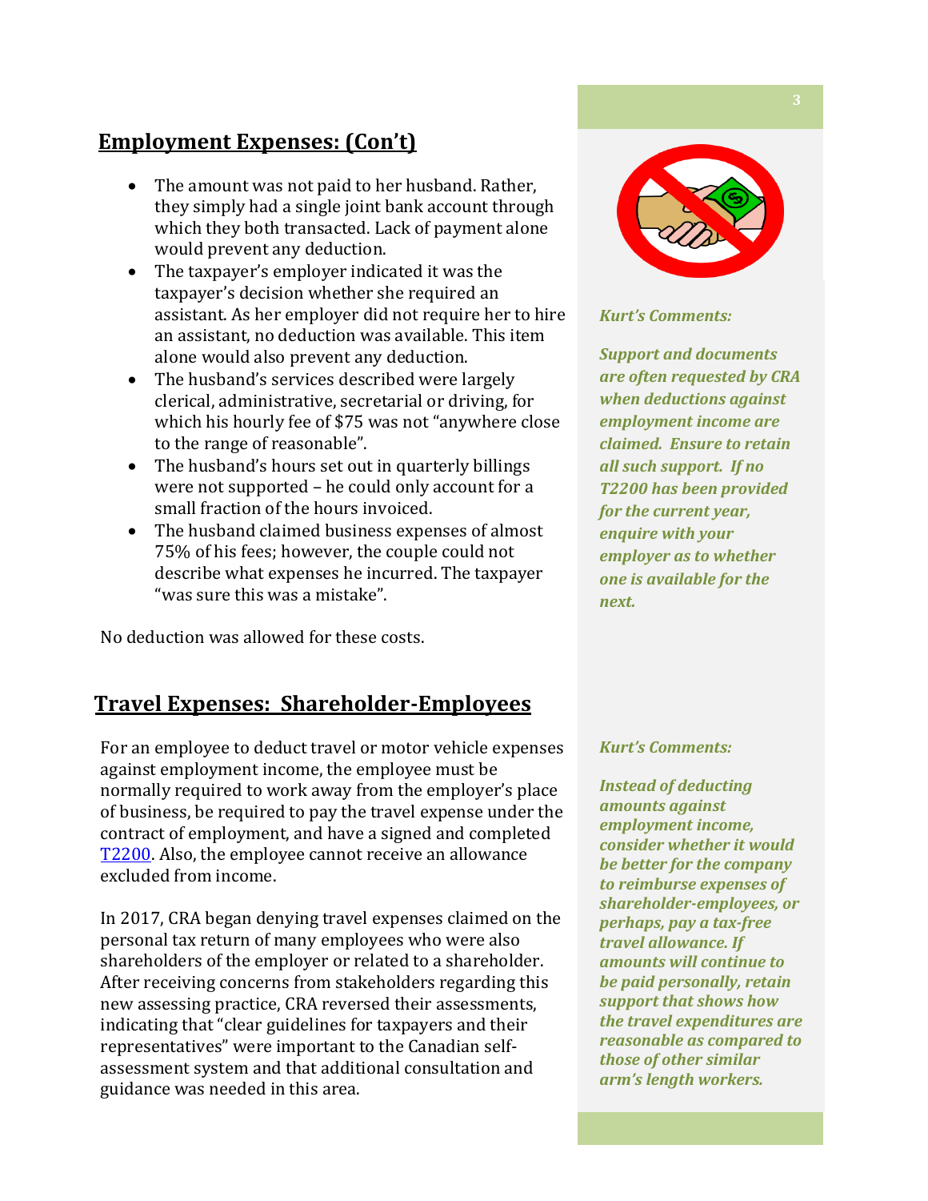## Employment Expenses: (Con't)

- The amount was not paid to her husband. Rather, they simply had a single joint bank account through which they both transacted. Lack of payment alone would prevent any deduction.
- The taxpayer's employer indicated it was the taxpayer's decision whether she required an assistant. As her employer did not require her to hire an assistant, no deduction was available. This item alone would also prevent any deduction.
- The husband's services described were largely clerical, administrative, secretarial or driving, for which his hourly fee of $75 was not "anywhere close to the range of reasonable".
- The husband's hours set out in quarterly billings were not supported – he could only account for a small fraction of the hours invoiced.
- The husband claimed business expenses of almost 75% of his fees; however, the couple could not describe what expenses he incurred. The taxpayer "was sure this was a mistake".

No deduction was allowed for these costs.

***Kurt's Comments:***

***Support and documents are often requested by CRA when deductions against employment income are claimed. Ensure to retain all such support. If no T2200 has been provided for the current year, enquire with your employer as to whether one is available for the next.***

## Travel Expenses: Shareholder-Employees

For an employee to deduct travel or motor vehicle expenses against employment income, the employee must be normally required to work away from the employer's place of business, be required to pay the travel expense under the contract of employment, and have a signed and completed T2200. Also, the employee cannot receive an allowance excluded from income.

In 2017, CRA began denying travel expenses claimed on the personal tax return of many employees who were also shareholders of the employer or related to a shareholder. After receiving concerns from stakeholders regarding this new assessing practice, CRA reversed their assessments, indicating that "clear guidelines for taxpayers and their representatives" were important to the Canadian self-assessment system and that additional consultation and guidance was needed in this area.

***Kurt's Comments:***

***Instead of deducting amounts against employment income, consider whether it would be better for the company to reimburse expenses of shareholder-employees, or perhaps, pay a tax-free travel allowance. If amounts will continue to be paid personally, retain support that shows how the travel expenditures are reasonable as compared to those of other similar arm's length workers.***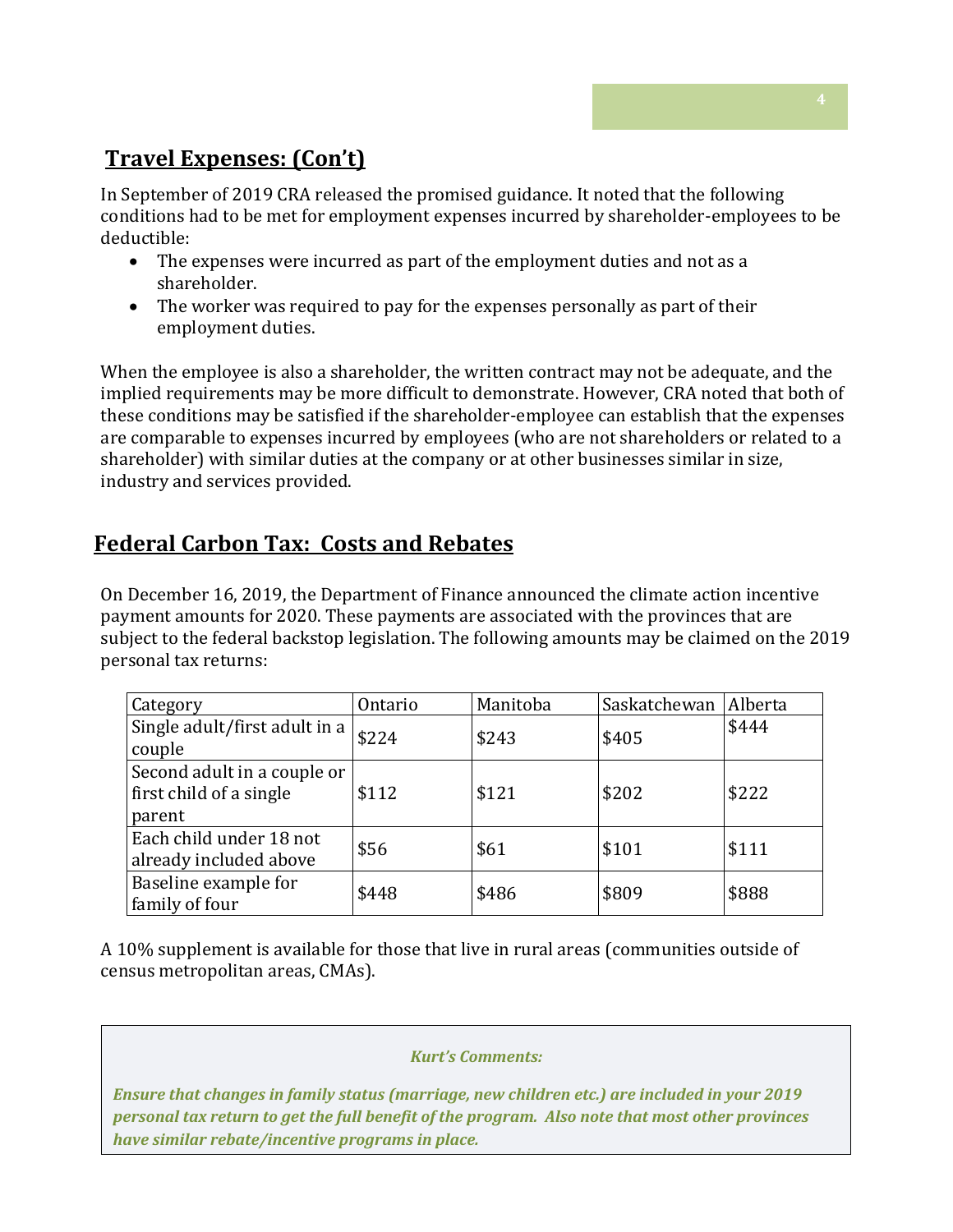## Travel Expenses: (Con't)

In September of 2019 CRA released the promised guidance. It noted that the following conditions had to be met for employment expenses incurred by shareholder-employees to be deductible:

- The expenses were incurred as part of the employment duties and not as a shareholder.
- The worker was required to pay for the expenses personally as part of their employment duties.

When the employee is also a shareholder, the written contract may not be adequate, and the implied requirements may be more difficult to demonstrate. However, CRA noted that both of these conditions may be satisfied if the shareholder-employee can establish that the expenses are comparable to expenses incurred by employees (who are not shareholders or related to a shareholder) with similar duties at the company or at other businesses similar in size, industry and services provided.

## Federal Carbon Tax: Costs and Rebates

On December 16, 2019, the Department of Finance announced the climate action incentive payment amounts for 2020. These payments are associated with the provinces that are subject to the federal backstop legislation. The following amounts may be claimed on the 2019 personal tax returns:

| Category | Ontario | Manitoba | Saskatchewan | Alberta |
|---|---|---|---|---|
| Single adult/first adult in a couple | $224 | $243 | $405 | $444 |
| Second adult in a couple or first child of a single parent | $112 | $121 | $202 | $222 |
| Each child under 18 not already included above | $56 | $61 | $101 | $111 |
| Baseline example for family of four | $448 | $486 | $809 | $888 |

A 10% supplement is available for those that live in rural areas (communities outside of census metropolitan areas, CMAs).

***Kurt's Comments:***

***Ensure that changes in family status (marriage, new children etc.) are included in your 2019 personal tax return to get the full benefit of the program. Also note that most other provinces have similar rebate/incentive programs in place.***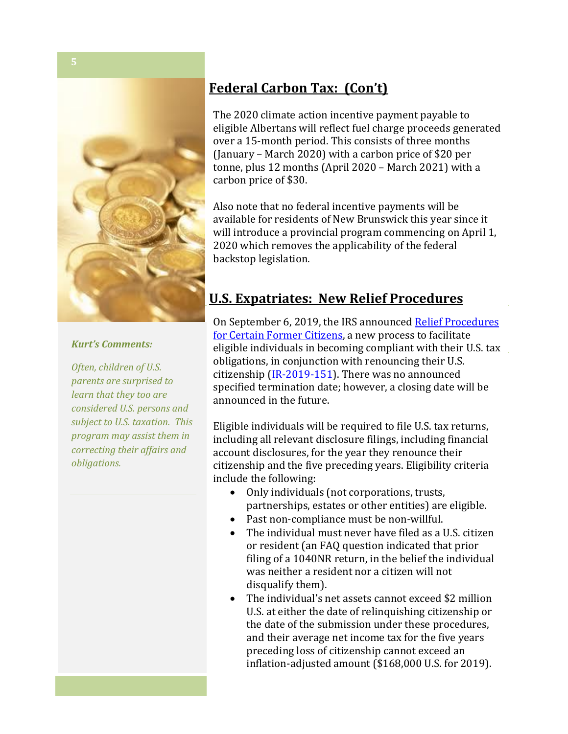## Federal Carbon Tax: (Con't)

The 2020 climate action incentive payment payable to eligible Albertans will reflect fuel charge proceeds generated over a 15-month period. This consists of three months (January – March 2020) with a carbon price of $20 per tonne, plus 12 months (April 2020 – March 2021) with a carbon price of $30.

Also note that no federal incentive payments will be available for residents of New Brunswick this year since it will introduce a provincial program commencing on April 1, 2020 which removes the applicability of the federal backstop legislation.

## U.S. Expatriates: New Relief Procedures

On September 6, 2019, the IRS announced Relief Procedures for Certain Former Citizens, a new process to facilitate eligible individuals in becoming compliant with their U.S. tax obligations, in conjunction with renouncing their U.S. citizenship (IR-2019-151). There was no announced specified termination date; however, a closing date will be announced in the future.

Eligible individuals will be required to file U.S. tax returns, including all relevant disclosure filings, including financial account disclosures, for the year they renounce their citizenship and the five preceding years. Eligibility criteria include the following:

- Only individuals (not corporations, trusts, partnerships, estates or other entities) are eligible.
- Past non-compliance must be non-willful.
- The individual must never have filed as a U.S. citizen or resident (an FAQ question indicated that prior filing of a 1040NR return, in the belief the individual was neither a resident nor a citizen will not disqualify them).
- The individual's net assets cannot exceed $2 million U.S. at either the date of relinquishing citizenship or the date of the submission under these procedures, and their average net income tax for the five years preceding loss of citizenship cannot exceed an inflation-adjusted amount ($168,000 U.S. for 2019).

***Kurt's Comments:***

*Often, children of U.S. parents are surprised to learn that they too are considered U.S. persons and subject to U.S. taxation. This program may assist them in correcting their affairs and obligations.*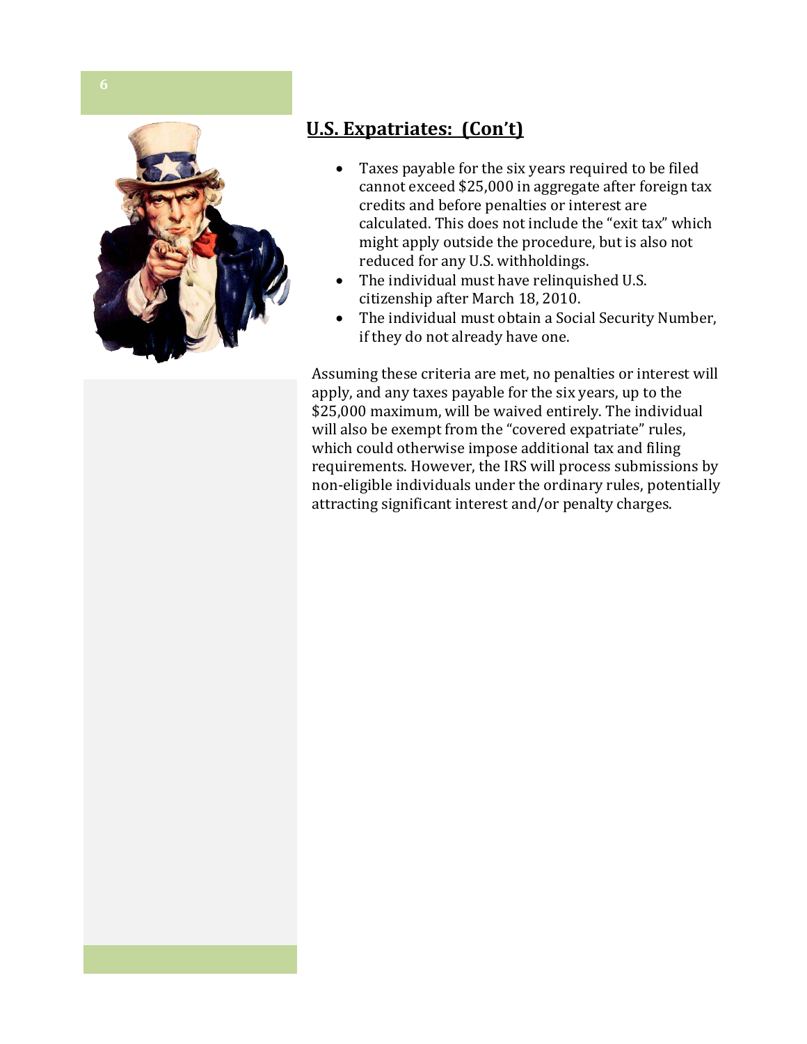## U.S. Expatriates: (Con't)

- Taxes payable for the six years required to be filed cannot exceed $25,000 in aggregate after foreign tax credits and before penalties or interest are calculated. This does not include the "exit tax" which might apply outside the procedure, but is also not reduced for any U.S. withholdings.
- The individual must have relinquished U.S. citizenship after March 18, 2010.
- The individual must obtain a Social Security Number, if they do not already have one.

Assuming these criteria are met, no penalties or interest will apply, and any taxes payable for the six years, up to the $25,000 maximum, will be waived entirely. The individual will also be exempt from the "covered expatriate" rules, which could otherwise impose additional tax and filing requirements. However, the IRS will process submissions by non-eligible individuals under the ordinary rules, potentially attracting significant interest and/or penalty charges.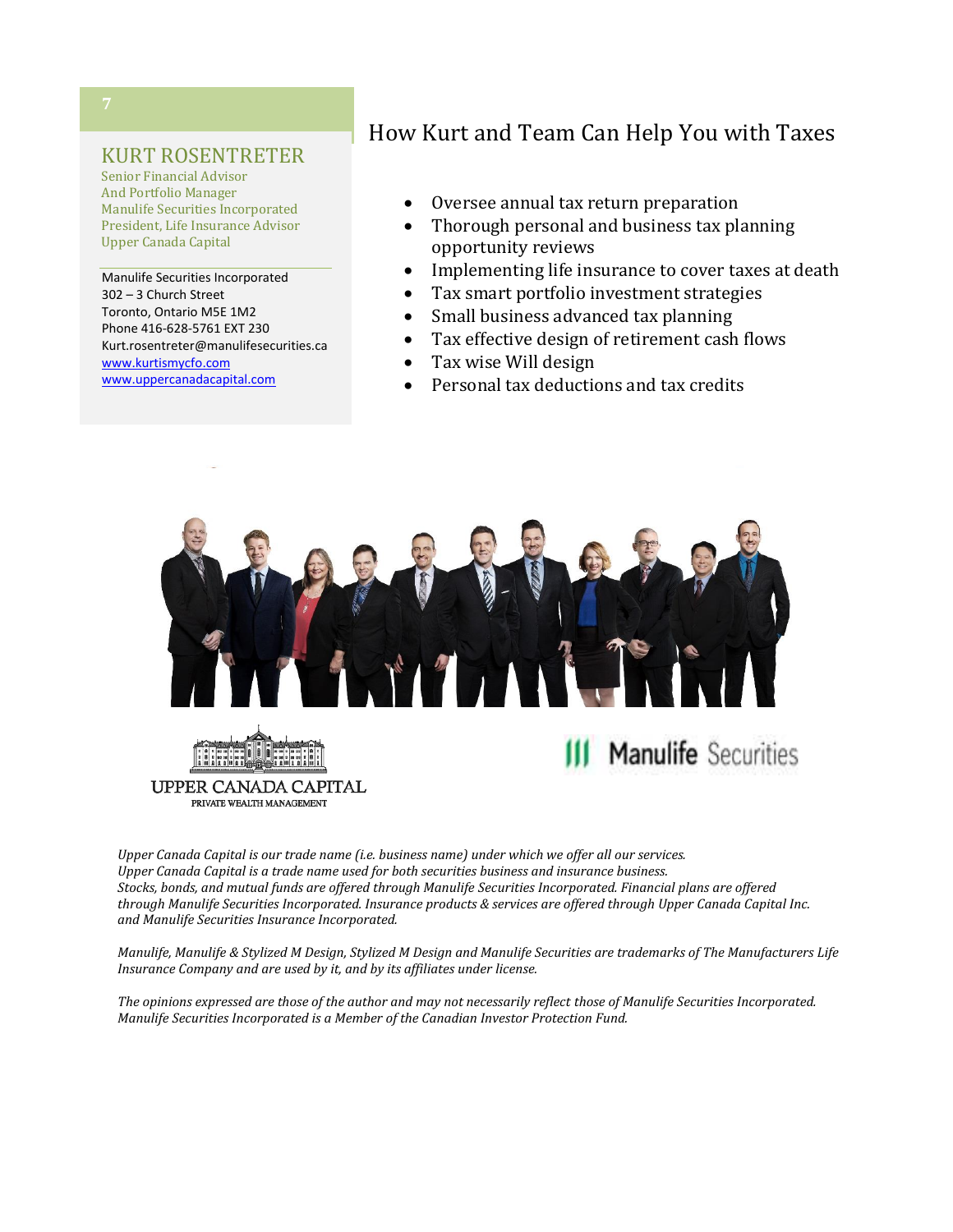## KURT ROSENTRETER

Senior Financial Advisor
And Portfolio Manager
Manulife Securities Incorporated
President, Life Insurance Advisor
Upper Canada Capital

Manulife Securities Incorporated
302 – 3 Church Street
Toronto, Ontario M5E 1M2
Phone 416-628-5761 EXT 230
Kurt.rosentreter@manulifesecurities.ca
www.kurtismycfo.com
www.uppercanadacapital.com

# How Kurt and Team Can Help You with Taxes

- Oversee annual tax return preparation
- Thorough personal and business tax planning opportunity reviews
- Implementing life insurance to cover taxes at death
- Tax smart portfolio investment strategies
- Small business advanced tax planning
- Tax effective design of retirement cash flows
- Tax wise Will design
- Personal tax deductions and tax credits

UPPER CANADA CAPITAL
PRIVATE WEALTH MANAGEMENT

Manulife Securities

*Upper Canada Capital is our trade name (i.e. business name) under which we offer all our services.*
*Upper Canada Capital is a trade name used for both securities business and insurance business.*
*Stocks, bonds, and mutual funds are offered through Manulife Securities Incorporated. Financial plans are offered through Manulife Securities Incorporated. Insurance products & services are offered through Upper Canada Capital Inc. and Manulife Securities Insurance Incorporated.*

*Manulife, Manulife & Stylized M Design, Stylized M Design and Manulife Securities are trademarks of The Manufacturers Life Insurance Company and are used by it, and by its affiliates under license.*

*The opinions expressed are those of the author and may not necessarily reflect those of Manulife Securities Incorporated. Manulife Securities Incorporated is a Member of the Canadian Investor Protection Fund.*